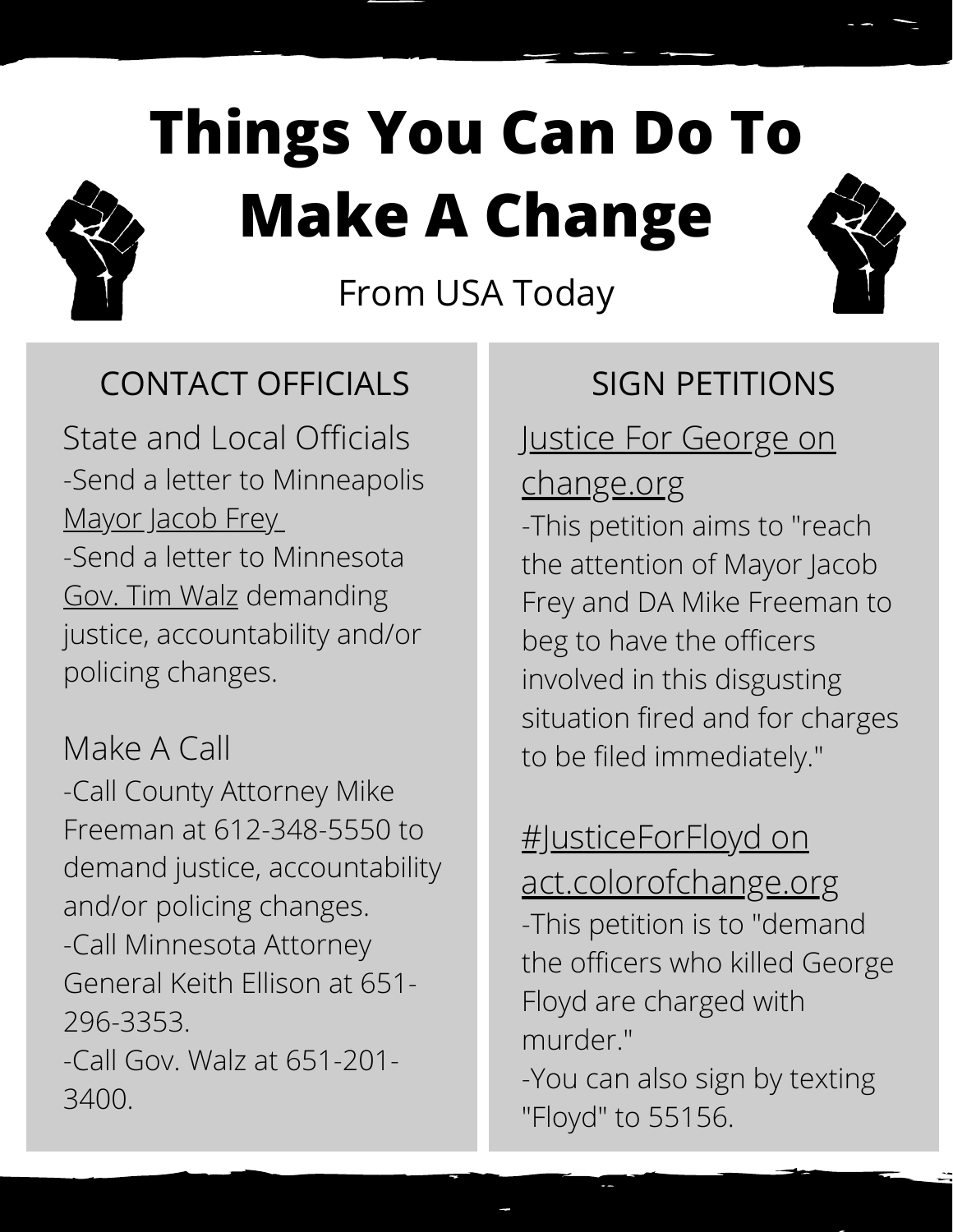# Things You Can Do To Make A Change

From USA Today

## CONTACT OFFICIALS

### State and Local Officials

-Send a letter to Minneapolis Mayor Jacob Frey
-Send a letter to Minnesota Gov. Tim Walz demanding justice, accountability and/or policing changes.

### Make A Call

-Call County Attorney Mike Freeman at 612-348-5550 to demand justice, accountability and/or policing changes.
-Call Minnesota Attorney General Keith Ellison at 651-296-3353.
-Call Gov. Walz at 651-201-3400.

## SIGN PETITIONS

### Justice For George on change.org

-This petition aims to "reach the attention of Mayor Jacob Frey and DA Mike Freeman to beg to have the officers involved in this disgusting situation fired and for charges to be filed immediately."

### #JusticeForFloyd on act.colorofchange.org

-This petition is to "demand the officers who killed George Floyd are charged with murder."
-You can also sign by texting "Floyd" to 55156.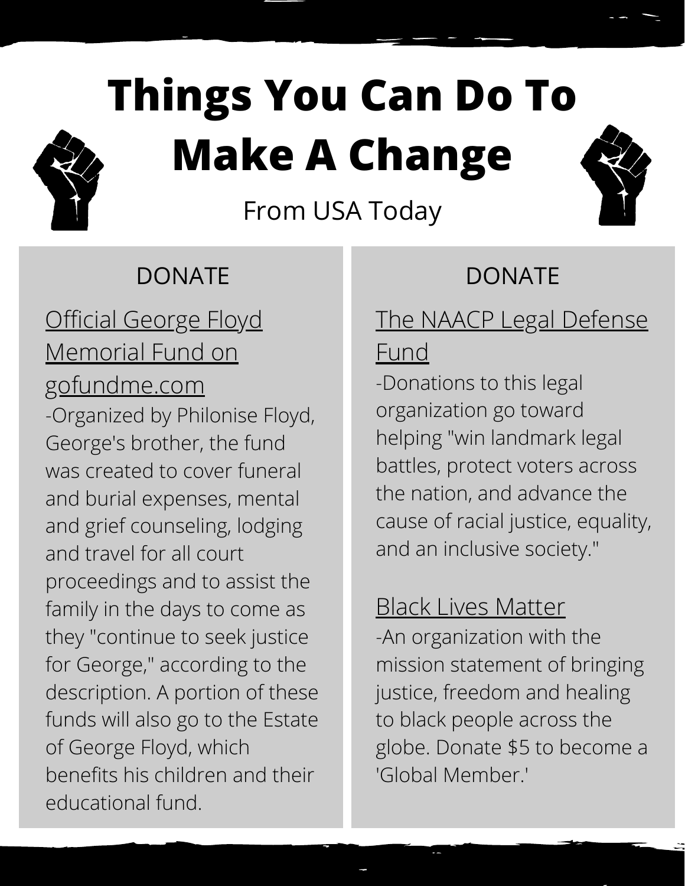# Things You Can Do To Make A Change

From USA Today

## DONATE

Official George Floyd Memorial Fund on gofundme.com

-Organized by Philonise Floyd, George's brother, the fund was created to cover funeral and burial expenses, mental and grief counseling, lodging and travel for all court proceedings and to assist the family in the days to come as they "continue to seek justice for George," according to the description. A portion of these funds will also go to the Estate of George Floyd, which benefits his children and their educational fund.

## DONATE

The NAACP Legal Defense Fund

-Donations to this legal organization go toward helping "win landmark legal battles, protect voters across the nation, and advance the cause of racial justice, equality, and an inclusive society."

Black Lives Matter

-An organization with the mission statement of bringing justice, freedom and healing to black people across the globe. Donate $5 to become a 'Global Member.'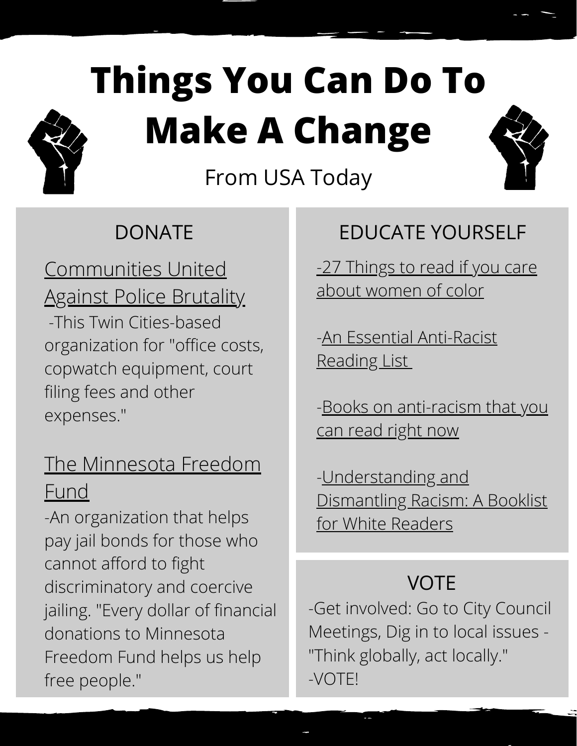# Things You Can Do To Make A Change

From USA Today

## DONATE

Communities United Against Police Brutality

-This Twin Cities-based organization for "office costs, copwatch equipment, court filing fees and other expenses."

The Minnesota Freedom Fund

-An organization that helps pay jail bonds for those who cannot afford to fight discriminatory and coercive jailing. "Every dollar of financial donations to Minnesota Freedom Fund helps us help free people."

## EDUCATE YOURSELF

-27 Things to read if you care about women of color

-An Essential Anti-Racist Reading List

-Books on anti-racism that you can read right now

-Understanding and Dismantling Racism: A Booklist for White Readers

## VOTE

-Get involved: Go to City Council Meetings, Dig in to local issues - "Think globally, act locally."

-VOTE!